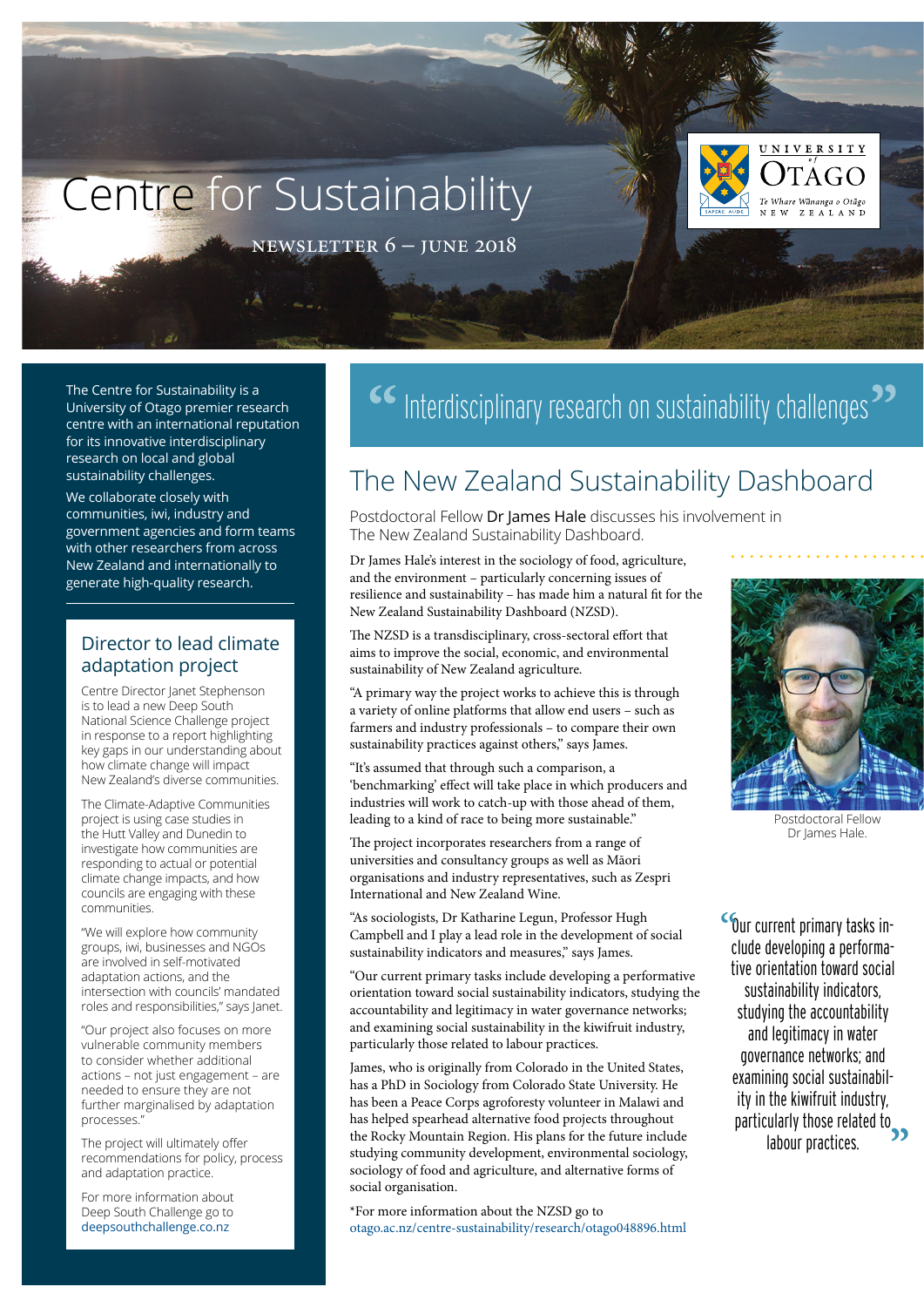# Centre for Sustainability

NEWSLETTER 6 – JUNE 2018

The Centre for Sustainability is a University of Otago premier research centre with an international reputation for its innovative interdisciplinary research on local and global sustainability challenges.

We collaborate closely with communities, iwi, industry and government agencies and form teams with other researchers from across New Zealand and internationally to generate high-quality research.

## Director to lead climate adaptation project

Centre Director Janet Stephenson is to lead a new Deep South National Science Challenge project in response to a report highlighting key gaps in our understanding about how climate change will impact New Zealand's diverse communities.

The Climate-Adaptive Communities project is using case studies in the Hutt Valley and Dunedin to investigate how communities are responding to actual or potential climate change impacts, and how councils are engaging with these communities.

"We will explore how community groups, iwi, businesses and NGOs are involved in self-motivated adaptation actions, and the intersection with councils' mandated roles and responsibilities," says Janet.

"Our project also focuses on more vulnerable community members to consider whether additional actions – not just engagement – are needed to ensure they are not further marginalised by adaptation processes."

The project will ultimately offer recommendations for policy, process and adaptation practice.

For more information about Deep South Challenge go to deepsouthchallenge.co.nz

> "Interdisciplinary research on sustainability challenges"

## The New Zealand Sustainability Dashboard

Postdoctoral Fellow **Dr James Hale** discusses his involvement in The New Zealand Sustainability Dashboard.

Dr James Hale's interest in the sociology of food, agriculture, and the environment – particularly concerning issues of resilience and sustainability – has made him a natural fit for the New Zealand Sustainability Dashboard (NZSD).

The NZSD is a transdisciplinary, cross-sectoral effort that aims to improve the social, economic, and environmental sustainability of New Zealand agriculture.

"A primary way the project works to achieve this is through a variety of online platforms that allow end users – such as farmers and industry professionals – to compare their own sustainability practices against others," says James.

"It's assumed that through such a comparison, a 'benchmarking' effect will take place in which producers and industries will work to catch-up with those ahead of them, leading to a kind of race to being more sustainable."

The project incorporates researchers from a range of universities and consultancy groups as well as Māori organisations and industry representatives, such as Zespri International and New Zealand Wine.

"As sociologists, Dr Katharine Legun, Professor Hugh Campbell and I play a lead role in the development of social sustainability indicators and measures," says James.

"Our current primary tasks include developing a performative orientation toward social sustainability indicators, studying the accountability and legitimacy in water governance networks; and examining social sustainability in the kiwifruit industry, particularly those related to labour practices."

James, who is originally from Colorado in the United States, has a PhD in Sociology from Colorado State University. He has been a Peace Corps agroforestry volunteer in Malawi and has helped spearhead alternative food projects throughout the Rocky Mountain Region. His plans for the future include studying community development, environmental sociology, sociology of food and agriculture, and alternative forms of social organisation.

*For more information about the NZSD go to otago.ac.nz/centre-sustainability/research/otago048896.html

Postdoctoral Fellow Dr James Hale.

> "Our current primary tasks include developing a performative orientation toward social sustainability indicators, studying the accountability and legitimacy in water governance networks; and examining social sustainability in the kiwifruit industry, particularly those related to labour practices."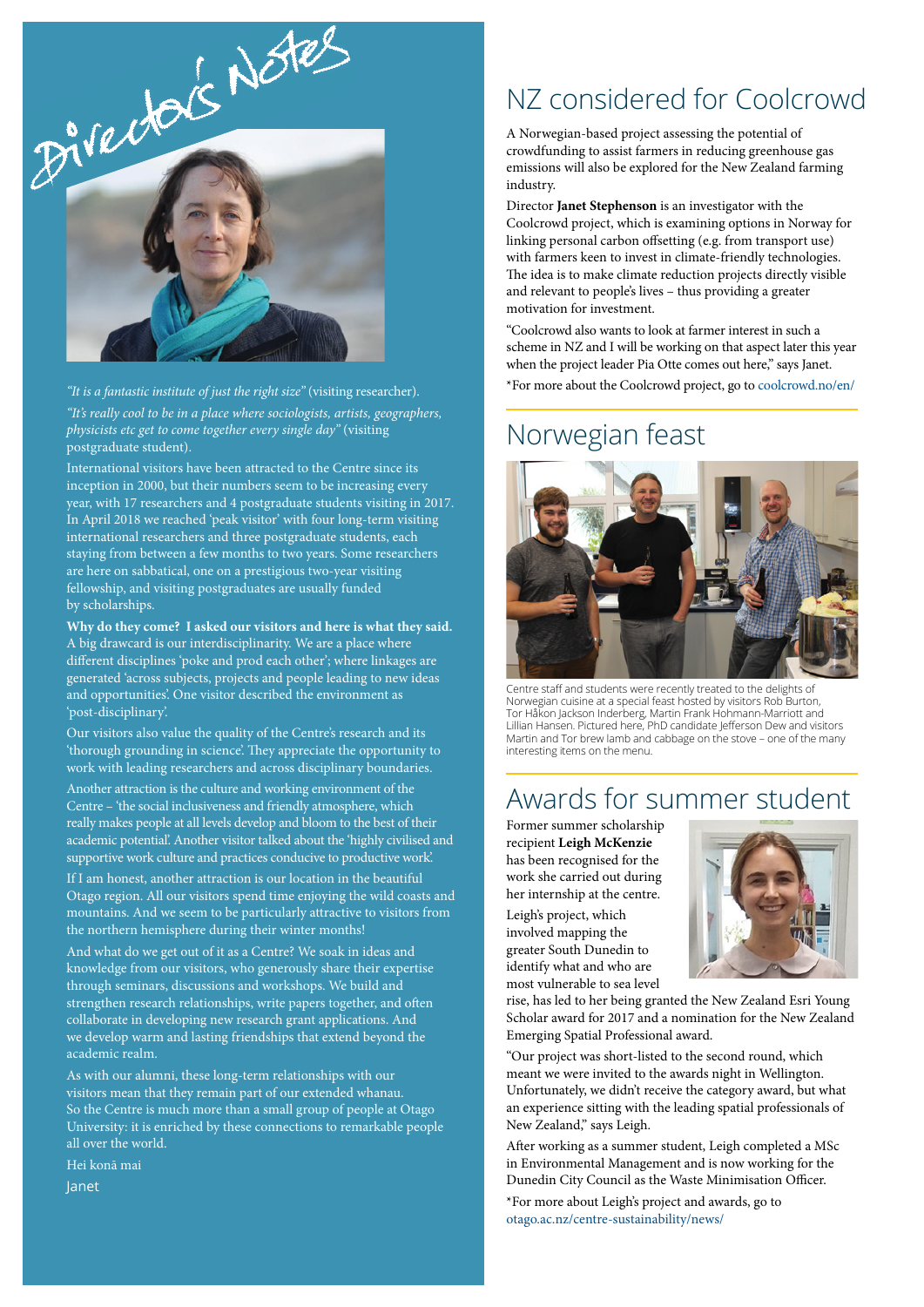# Director's Notes

*"It is a fantastic institute of just the right size"* (visiting researcher).

*"It's really cool to be in a place where sociologists, artists, geographers, physicists etc get to come together every single day"* (visiting postgraduate student).

International visitors have been attracted to the Centre since its inception in 2000, but their numbers seem to be increasing every year, with 17 researchers and 4 postgraduate students visiting in 2017. In April 2018 we reached 'peak visitor' with four long-term visiting international researchers and three postgraduate students, each staying from between a few months to two years. Some researchers are here on sabbatical, one on a prestigious two-year visiting fellowship, and visiting postgraduates are usually funded by scholarships.

**Why do they come? I asked our visitors and here is what they said.** A big drawcard is our interdisciplinarity. We are a place where different disciplines 'poke and prod each other'; where linkages are generated 'across subjects, projects and people leading to new ideas and opportunities'. One visitor described the environment as 'post-disciplinary'.

Our visitors also value the quality of the Centre's research and its 'thorough grounding in science'. They appreciate the opportunity to work with leading researchers and across disciplinary boundaries.

Another attraction is the culture and working environment of the Centre – 'the social inclusiveness and friendly atmosphere, which really makes people at all levels develop and bloom to the best of their academic potential'. Another visitor talked about the 'highly civilised and supportive work culture and practices conducive to productive work'.

If I am honest, another attraction is our location in the beautiful Otago region. All our visitors spend time enjoying the wild coasts and mountains. And we seem to be particularly attractive to visitors from the northern hemisphere during their winter months!

And what do we get out of it as a Centre? We soak in ideas and knowledge from our visitors, who generously share their expertise through seminars, discussions and workshops. We build and strengthen research relationships, write papers together, and often collaborate in developing new research grant applications. And we develop warm and lasting friendships that extend beyond the academic realm.

As with our alumni, these long-term relationships with our visitors mean that they remain part of our extended whanau. So the Centre is much more than a small group of people at Otago University: it is enriched by these connections to remarkable people all over the world.

Hei konā mai

Janet

## NZ considered for Coolcrowd

A Norwegian-based project assessing the potential of crowdfunding to assist farmers in reducing greenhouse gas emissions will also be explored for the New Zealand farming industry.

Director **Janet Stephenson** is an investigator with the Coolcrowd project, which is examining options in Norway for linking personal carbon offsetting (e.g. from transport use) with farmers keen to invest in climate-friendly technologies. The idea is to make climate reduction projects directly visible and relevant to people's lives – thus providing a greater motivation for investment.

"Coolcrowd also wants to look at farmer interest in such a scheme in NZ and I will be working on that aspect later this year when the project leader Pia Otte comes out here," says Janet.

*For more about the Coolcrowd project, go to coolcrowd.no/en/

## Norwegian feast

Centre staff and students were recently treated to the delights of Norwegian cuisine at a special feast hosted by visitors Rob Burton, Tor Håkon Jackson Inderberg, Martin Frank Hohmann-Marriott and Lillian Hansen. Pictured here, PhD candidate Jefferson Dew and visitors Martin and Tor brew lamb and cabbage on the stove – one of the many interesting items on the menu.

## Awards for summer student

Former summer scholarship recipient **Leigh McKenzie** has been recognised for the work she carried out during her internship at the centre.

Leigh's project, which involved mapping the greater South Dunedin to identify what and who are most vulnerable to sea level rise, has led to her being granted the New Zealand Esri Young Scholar award for 2017 and a nomination for the New Zealand Emerging Spatial Professional award.

"Our project was short-listed to the second round, which meant we were invited to the awards night in Wellington. Unfortunately, we didn't receive the category award, but what an experience sitting with the leading spatial professionals of New Zealand," says Leigh.

After working as a summer student, Leigh completed a MSc in Environmental Management and is now working for the Dunedin City Council as the Waste Minimisation Officer.

*For more about Leigh's project and awards, go to otago.ac.nz/centre-sustainability/news/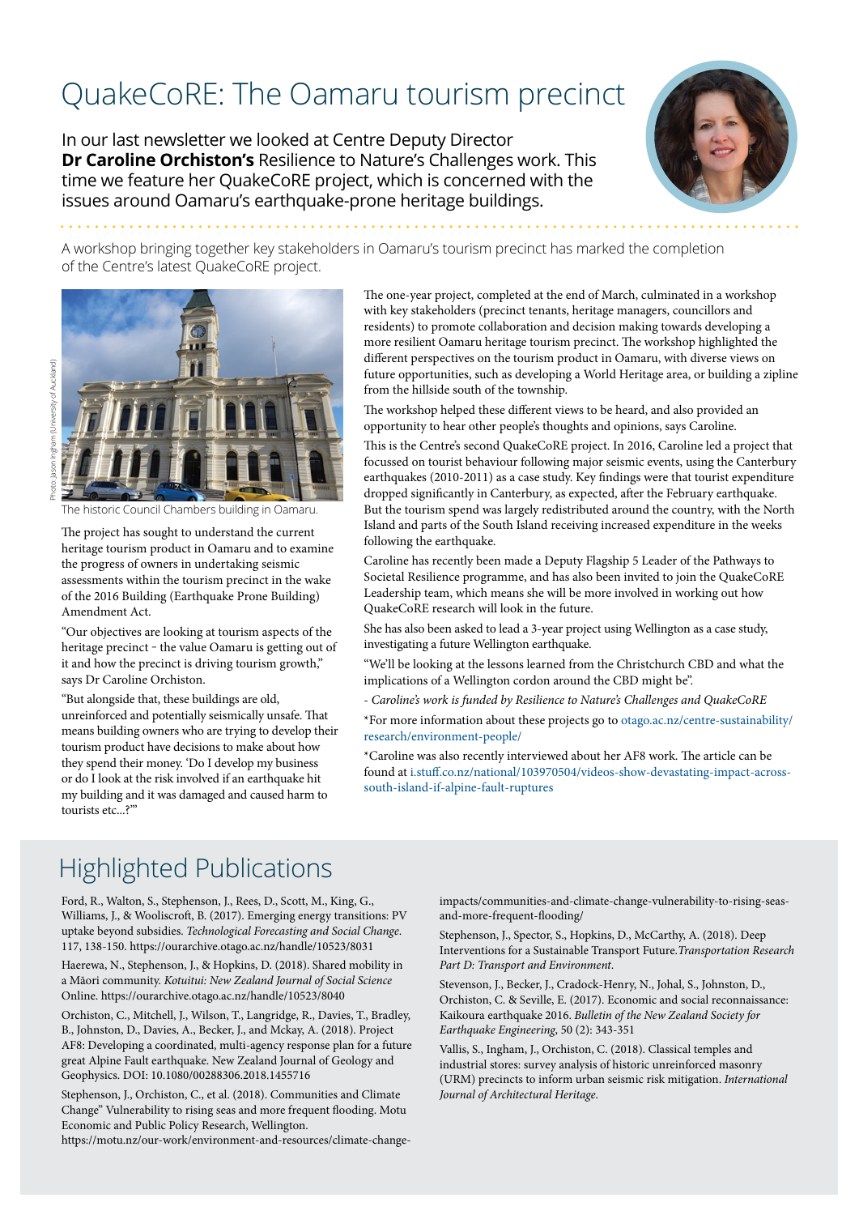# QuakeCoRE: The Oamaru tourism precinct

In our last newsletter we looked at Centre Deputy Director **Dr Caroline Orchiston's** Resilience to Nature's Challenges work. This time we feature her QuakeCoRE project, which is concerned with the issues around Oamaru's earthquake-prone heritage buildings.

A workshop bringing together key stakeholders in Oamaru's tourism precinct has marked the completion of the Centre's latest QuakeCoRE project.

Photo: Jason Ingham (University of Auckland)

The historic Council Chambers building in Oamaru.

The project has sought to understand the current heritage tourism product in Oamaru and to examine the progress of owners in undertaking seismic assessments within the tourism precinct in the wake of the 2016 Building (Earthquake Prone Building) Amendment Act.

"Our objectives are looking at tourism aspects of the heritage precinct – the value Oamaru is getting out of it and how the precinct is driving tourism growth," says Dr Caroline Orchiston.

"But alongside that, these buildings are old, unreinforced and potentially seismically unsafe. That means building owners who are trying to develop their tourism product have decisions to make about how they spend their money. 'Do I develop my business or do I look at the risk involved if an earthquake hit my building and it was damaged and caused harm to tourists etc...?'"

The one-year project, completed at the end of March, culminated in a workshop with key stakeholders (precinct tenants, heritage managers, councillors and residents) to promote collaboration and decision making towards developing a more resilient Oamaru heritage tourism precinct. The workshop highlighted the different perspectives on the tourism product in Oamaru, with diverse views on future opportunities, such as developing a World Heritage area, or building a zipline from the hillside south of the township.

The workshop helped these different views to be heard, and also provided an opportunity to hear other people's thoughts and opinions, says Caroline.

This is the Centre's second QuakeCoRE project. In 2016, Caroline led a project that focussed on tourist behaviour following major seismic events, using the Canterbury earthquakes (2010-2011) as a case study. Key findings were that tourist expenditure dropped significantly in Canterbury, as expected, after the February earthquake. But the tourism spend was largely redistributed around the country, with the North Island and parts of the South Island receiving increased expenditure in the weeks following the earthquake.

Caroline has recently been made a Deputy Flagship 5 Leader of the Pathways to Societal Resilience programme, and has also been invited to join the QuakeCoRE Leadership team, which means she will be more involved in working out how QuakeCoRE research will look in the future.

She has also been asked to lead a 3-year project using Wellington as a case study, investigating a future Wellington earthquake.

"We'll be looking at the lessons learned from the Christchurch CBD and what the implications of a Wellington cordon around the CBD might be".

*- Caroline's work is funded by Resilience to Nature's Challenges and QuakeCoRE*

*For more information about these projects go to otago.ac.nz/centre-sustainability/research/environment-people/

*Caroline was also recently interviewed about her AF8 work. The article can be found at i.stuff.co.nz/national/103970504/videos-show-devastating-impact-across-south-island-if-alpine-fault-ruptures

## Highlighted Publications

Ford, R., Walton, S., Stephenson, J., Rees, D., Scott, M., King, G., Williams, J., & Wooliscroft, B. (2017). Emerging energy transitions: PV uptake beyond subsidies. *Technological Forecasting and Social Change*. 117, 138-150. https://ourarchive.otago.ac.nz/handle/10523/8031

Haerewa, N., Stephenson, J., & Hopkins, D. (2018). Shared mobility in a Māori community. *Kotuitui: New Zealand Journal of Social Science* Online. https://ourarchive.otago.ac.nz/handle/10523/8040

Orchiston, C., Mitchell, J., Wilson, T., Langridge, R., Davies, T., Bradley, B., Johnston, D., Davies, A., Becker, J., and Mckay, A. (2018). Project AF8: Developing a coordinated, multi-agency response plan for a future great Alpine Fault earthquake. New Zealand Journal of Geology and Geophysics. DOI: 10.1080/00288306.2018.1455716

Stephenson, J., Orchiston, C., et al. (2018). Communities and Climate Change" Vulnerability to rising seas and more frequent flooding. Motu Economic and Public Policy Research, Wellington. https://motu.nz/our-work/environment-and-resources/climate-change-impacts/communities-and-climate-change-vulnerability-to-rising-seas-and-more-frequent-flooding/

Stephenson, J., Spector, S., Hopkins, D., McCarthy, A. (2018). Deep Interventions for a Sustainable Transport Future. *Transportation Research Part D: Transport and Environment*.

Stevenson, J., Becker, J., Cradock-Henry, N., Johal, S., Johnston, D., Orchiston, C. & Seville, E. (2017). Economic and social reconnaissance: Kaikoura earthquake 2016. *Bulletin of the New Zealand Society for Earthquake Engineering*, 50 (2): 343-351

Vallis, S., Ingham, J., Orchiston, C. (2018). Classical temples and industrial stores: survey analysis of historic unreinforced masonry (URM) precincts to inform urban seismic risk mitigation. *International Journal of Architectural Heritage*.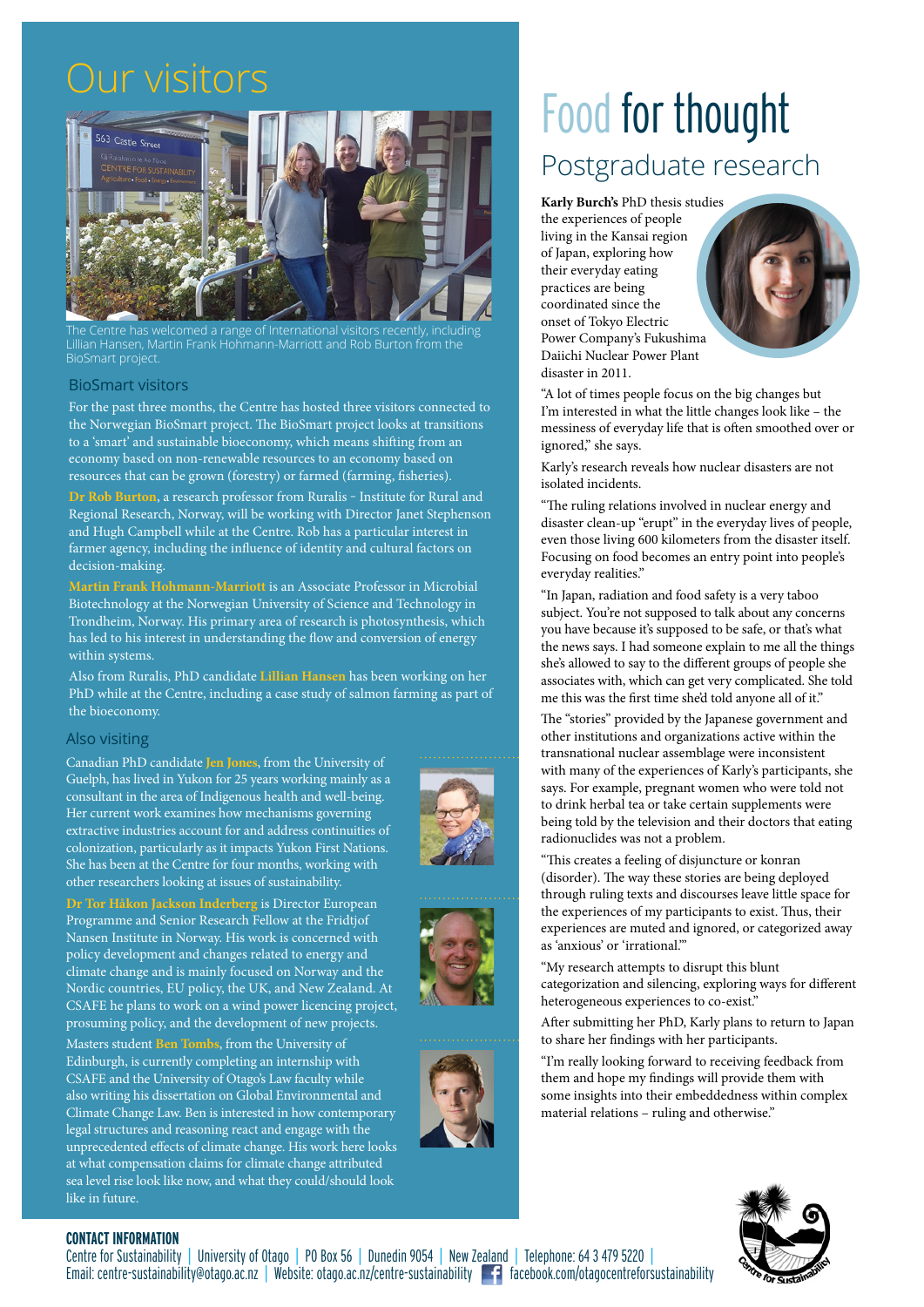# Our visitors

The Centre has welcomed a range of International visitors recently, including Lillian Hansen, Martin Frank Hohmann-Marriott and Rob Burton from the BioSmart project.

## BioSmart visitors

For the past three months, the Centre has hosted three visitors connected to the Norwegian BioSmart project. The BioSmart project looks at transitions to a 'smart' and sustainable bioeconomy, which means shifting from an economy based on non-renewable resources to an economy based on resources that can be grown (forestry) or farmed (farming, fisheries).

**Dr Rob Burton**, a research professor from Ruralis - Institute for Rural and Regional Research, Norway, will be working with Director Janet Stephenson and Hugh Campbell while at the Centre. Rob has a particular interest in farmer agency, including the influence of identity and cultural factors on decision-making.

**Martin Frank Hohmann-Marriott** is an Associate Professor in Microbial Biotechnology at the Norwegian University of Science and Technology in Trondheim, Norway. His primary area of research is photosynthesis, which has led to his interest in understanding the flow and conversion of energy within systems.

Also from Ruralis, PhD candidate **Lillian Hansen** has been working on her PhD while at the Centre, including a case study of salmon farming as part of the bioeconomy.

## Also visiting

Canadian PhD candidate **Jen Jones**, from the University of Guelph, has lived in Yukon for 25 years working mainly as a consultant in the area of Indigenous health and well-being. Her current work examines how mechanisms governing extractive industries account for and address continuities of colonization, particularly as it impacts Yukon First Nations. She has been at the Centre for four months, working with other researchers looking at issues of sustainability.

**Dr Tor Håkon Jackson Inderberg** is Director European Programme and Senior Research Fellow at the Fridtjof Nansen Institute in Norway. His work is concerned with policy development and changes related to energy and climate change and is mainly focused on Norway and the Nordic countries, EU policy, the UK, and New Zealand. At CSAFE he plans to work on a wind power licencing project, prosuming policy, and the development of new projects.

Masters student **Ben Tombs**, from the University of Edinburgh, is currently completing an internship with CSAFE and the University of Otago's Law faculty while also writing his dissertation on Global Environmental and Climate Change Law. Ben is interested in how contemporary legal structures and reasoning react and engage with the unprecedented effects of climate change. His work here looks at what compensation claims for climate change attributed sea level rise look like now, and what they could/should look like in future.

# Food for thought

## Postgraduate research

**Karly Burch's** PhD thesis studies the experiences of people living in the Kansai region of Japan, exploring how their everyday eating practices are being coordinated since the onset of Tokyo Electric Power Company's Fukushima Daiichi Nuclear Power Plant disaster in 2011.

"A lot of times people focus on the big changes but I'm interested in what the little changes look like – the messiness of everyday life that is often smoothed over or ignored," she says.

Karly's research reveals how nuclear disasters are not isolated incidents.

"The ruling relations involved in nuclear energy and disaster clean-up "erupt" in the everyday lives of people, even those living 600 kilometers from the disaster itself. Focusing on food becomes an entry point into people's everyday realities."

"In Japan, radiation and food safety is a very taboo subject. You're not supposed to talk about any concerns you have because it's supposed to be safe, or that's what the news says. I had someone explain to me all the things she's allowed to say to the different groups of people she associates with, which can get very complicated. She told me this was the first time she'd told anyone all of it."

The "stories" provided by the Japanese government and other institutions and organizations active within the transnational nuclear assemblage were inconsistent with many of the experiences of Karly's participants, she says. For example, pregnant women who were told not to drink herbal tea or take certain supplements were being told by the television and their doctors that eating radionuclides was not a problem.

"This creates a feeling of disjuncture or konran (disorder). The way these stories are being deployed through ruling texts and discourses leave little space for the experiences of my participants to exist. Thus, their experiences are muted and ignored, or categorized away as 'anxious' or 'irrational.'"

"My research attempts to disrupt this blunt categorization and silencing, exploring ways for different heterogeneous experiences to co-exist."

After submitting her PhD, Karly plans to return to Japan to share her findings with her participants.

"I'm really looking forward to receiving feedback from them and hope my findings will provide them with some insights into their embeddedness within complex material relations – ruling and otherwise."

**CONTACT INFORMATION**

Centre for Sustainability | University of Otago | PO Box 56 | Dunedin 9054 | New Zealand | Telephone: 64 3 479 5220 |
Email: centre-sustainability@otago.ac.nz | Website: otago.ac.nz/centre-sustainability | facebook.com/otagocentreforsustainability